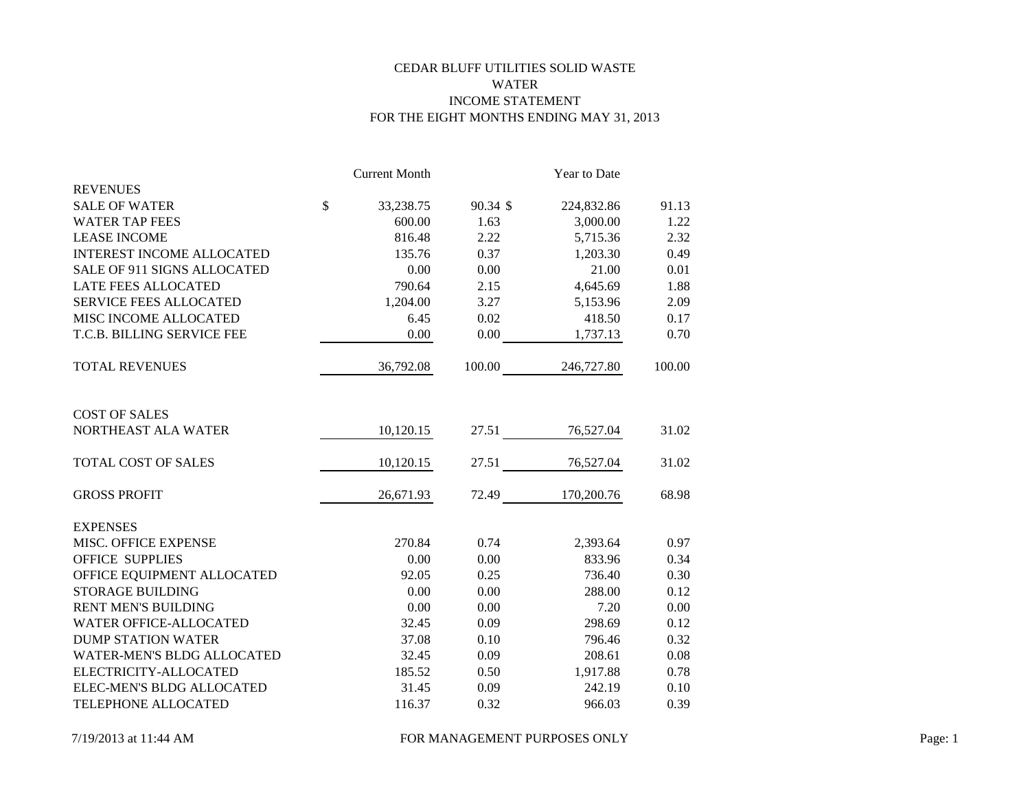CEDAR BLUFF UTILITIES SOLID WASTE
WATER
INCOME STATEMENT
FOR THE EIGHT MONTHS ENDING MAY 31, 2013

| | Current Month | | Year to Date | |
|---|---|---|---|---|
| **REVENUES** | | | | |
| SALE OF WATER | $ 33,238.75 | 90.34 | $ 224,832.86 | 91.13 |
| WATER TAP FEES | 600.00 | 1.63 | 3,000.00 | 1.22 |
| LEASE INCOME | 816.48 | 2.22 | 5,715.36 | 2.32 |
| INTEREST INCOME ALLOCATED | 135.76 | 0.37 | 1,203.30 | 0.49 |
| SALE OF 911 SIGNS ALLOCATED | 0.00 | 0.00 | 21.00 | 0.01 |
| LATE FEES ALLOCATED | 790.64 | 2.15 | 4,645.69 | 1.88 |
| SERVICE FEES ALLOCATED | 1,204.00 | 3.27 | 5,153.96 | 2.09 |
| MISC INCOME ALLOCATED | 6.45 | 0.02 | 418.50 | 0.17 |
| T.C.B. BILLING SERVICE FEE | 0.00 | 0.00 | 1,737.13 | 0.70 |
| TOTAL REVENUES | 36,792.08 | 100.00 | 246,727.80 | 100.00 |
| **COST OF SALES** | | | | |
| NORTHEAST ALA WATER | 10,120.15 | 27.51 | 76,527.04 | 31.02 |
| TOTAL COST OF SALES | 10,120.15 | 27.51 | 76,527.04 | 31.02 |
| GROSS PROFIT | 26,671.93 | 72.49 | 170,200.76 | 68.98 |
| **EXPENSES** | | | | |
| MISC. OFFICE EXPENSE | 270.84 | 0.74 | 2,393.64 | 0.97 |
| OFFICE SUPPLIES | 0.00 | 0.00 | 833.96 | 0.34 |
| OFFICE EQUIPMENT ALLOCATED | 92.05 | 0.25 | 736.40 | 0.30 |
| STORAGE BUILDING | 0.00 | 0.00 | 288.00 | 0.12 |
| RENT MEN'S BUILDING | 0.00 | 0.00 | 7.20 | 0.00 |
| WATER OFFICE-ALLOCATED | 32.45 | 0.09 | 298.69 | 0.12 |
| DUMP STATION WATER | 37.08 | 0.10 | 796.46 | 0.32 |
| WATER-MEN'S BLDG ALLOCATED | 32.45 | 0.09 | 208.61 | 0.08 |
| ELECTRICITY-ALLOCATED | 185.52 | 0.50 | 1,917.88 | 0.78 |
| ELEC-MEN'S BLDG ALLOCATED | 31.45 | 0.09 | 242.19 | 0.10 |
| TELEPHONE ALLOCATED | 116.37 | 0.32 | 966.03 | 0.39 |

7/19/2013 at 11:44 AM — FOR MANAGEMENT PURPOSES ONLY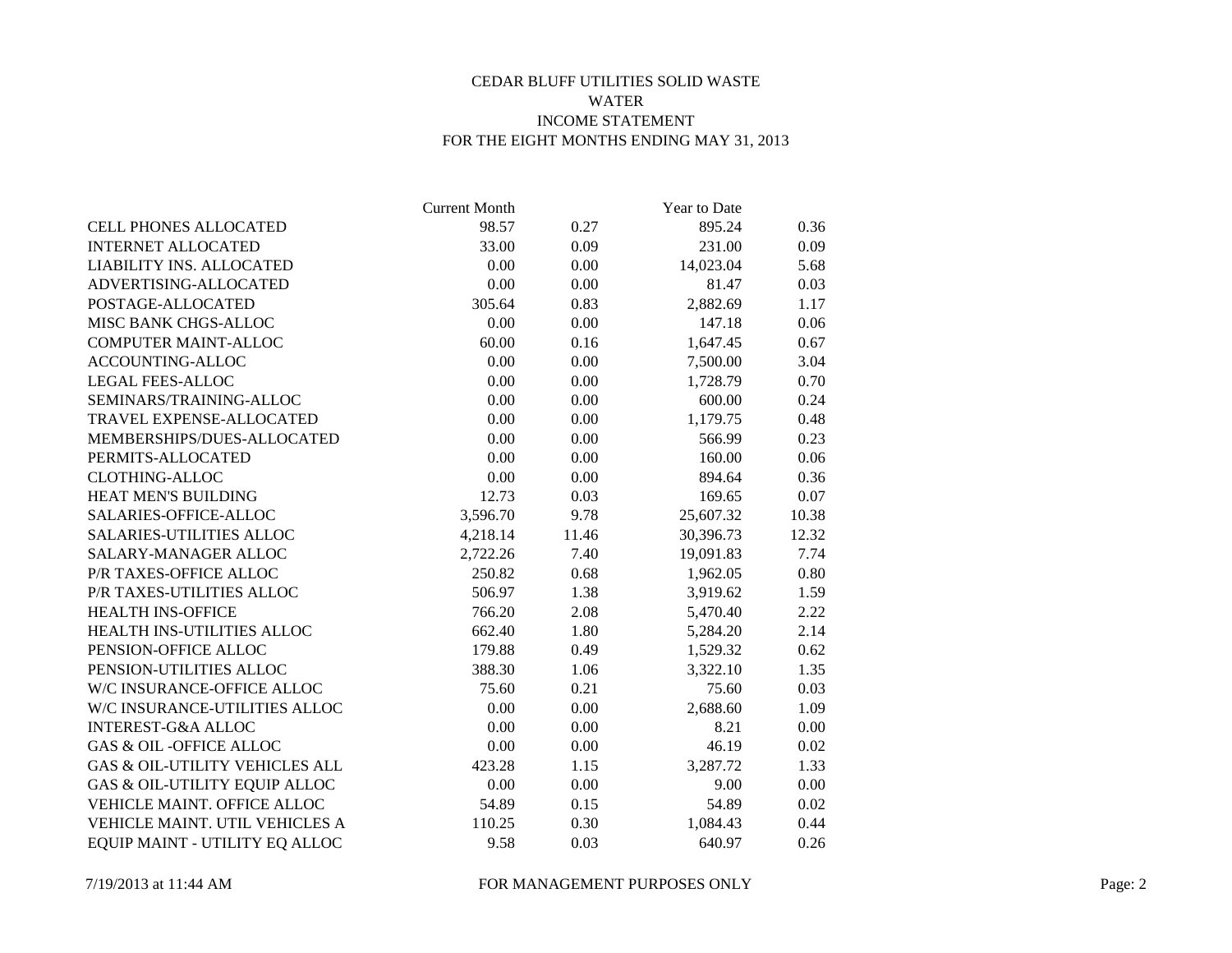# CEDAR BLUFF UTILITIES SOLID WASTE

## WATER

## INCOME STATEMENT

## FOR THE EIGHT MONTHS ENDING MAY 31, 2013

| | Current Month | | Year to Date | |
|---|---|---|---|---|
| CELL PHONES ALLOCATED | 98.57 | 0.27 | 895.24 | 0.36 |
| INTERNET ALLOCATED | 33.00 | 0.09 | 231.00 | 0.09 |
| LIABILITY INS. ALLOCATED | 0.00 | 0.00 | 14,023.04 | 5.68 |
| ADVERTISING-ALLOCATED | 0.00 | 0.00 | 81.47 | 0.03 |
| POSTAGE-ALLOCATED | 305.64 | 0.83 | 2,882.69 | 1.17 |
| MISC BANK CHGS-ALLOC | 0.00 | 0.00 | 147.18 | 0.06 |
| COMPUTER MAINT-ALLOC | 60.00 | 0.16 | 1,647.45 | 0.67 |
| ACCOUNTING-ALLOC | 0.00 | 0.00 | 7,500.00 | 3.04 |
| LEGAL FEES-ALLOC | 0.00 | 0.00 | 1,728.79 | 0.70 |
| SEMINARS/TRAINING-ALLOC | 0.00 | 0.00 | 600.00 | 0.24 |
| TRAVEL EXPENSE-ALLOCATED | 0.00 | 0.00 | 1,179.75 | 0.48 |
| MEMBERSHIPS/DUES-ALLOCATED | 0.00 | 0.00 | 566.99 | 0.23 |
| PERMITS-ALLOCATED | 0.00 | 0.00 | 160.00 | 0.06 |
| CLOTHING-ALLOC | 0.00 | 0.00 | 894.64 | 0.36 |
| HEAT MEN'S BUILDING | 12.73 | 0.03 | 169.65 | 0.07 |
| SALARIES-OFFICE-ALLOC | 3,596.70 | 9.78 | 25,607.32 | 10.38 |
| SALARIES-UTILITIES ALLOC | 4,218.14 | 11.46 | 30,396.73 | 12.32 |
| SALARY-MANAGER ALLOC | 2,722.26 | 7.40 | 19,091.83 | 7.74 |
| P/R TAXES-OFFICE ALLOC | 250.82 | 0.68 | 1,962.05 | 0.80 |
| P/R TAXES-UTILITIES ALLOC | 506.97 | 1.38 | 3,919.62 | 1.59 |
| HEALTH INS-OFFICE | 766.20 | 2.08 | 5,470.40 | 2.22 |
| HEALTH INS-UTILITIES ALLOC | 662.40 | 1.80 | 5,284.20 | 2.14 |
| PENSION-OFFICE ALLOC | 179.88 | 0.49 | 1,529.32 | 0.62 |
| PENSION-UTILITIES ALLOC | 388.30 | 1.06 | 3,322.10 | 1.35 |
| W/C INSURANCE-OFFICE ALLOC | 75.60 | 0.21 | 75.60 | 0.03 |
| W/C INSURANCE-UTILITIES ALLOC | 0.00 | 0.00 | 2,688.60 | 1.09 |
| INTEREST-G&A ALLOC | 0.00 | 0.00 | 8.21 | 0.00 |
| GAS & OIL -OFFICE ALLOC | 0.00 | 0.00 | 46.19 | 0.02 |
| GAS & OIL-UTILITY VEHICLES ALL | 423.28 | 1.15 | 3,287.72 | 1.33 |
| GAS & OIL-UTILITY EQUIP ALLOC | 0.00 | 0.00 | 9.00 | 0.00 |
| VEHICLE MAINT. OFFICE ALLOC | 54.89 | 0.15 | 54.89 | 0.02 |
| VEHICLE MAINT. UTIL VEHICLES A | 110.25 | 0.30 | 1,084.43 | 0.44 |
| EQUIP MAINT - UTILITY EQ ALLOC | 9.58 | 0.03 | 640.97 | 0.26 |

7/19/2013 at 11:44 AM FOR MANAGEMENT PURPOSES ONLY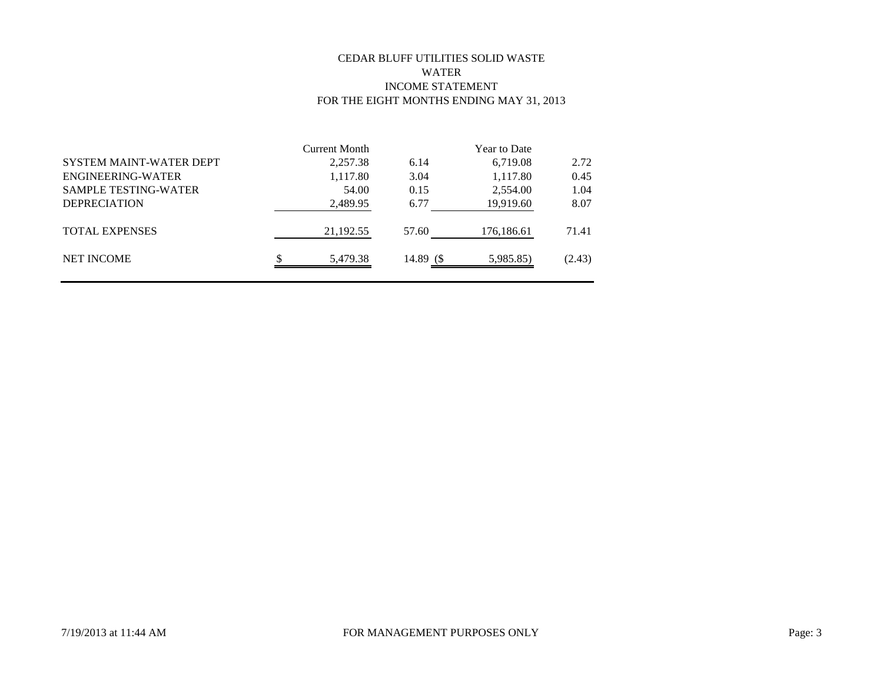CEDAR BLUFF UTILITIES SOLID WASTE

WATER

INCOME STATEMENT

FOR THE EIGHT MONTHS ENDING MAY 31, 2013

| | Current Month | | Year to Date | |
|---|---|---|---|---|
| SYSTEM MAINT-WATER DEPT | 2,257.38 | 6.14 | 6,719.08 | 2.72 |
| ENGINEERING-WATER | 1,117.80 | 3.04 | 1,117.80 | 0.45 |
| SAMPLE TESTING-WATER | 54.00 | 0.15 | 2,554.00 | 1.04 |
| DEPRECIATION | 2,489.95 | 6.77 | 19,919.60 | 8.07 |
| TOTAL EXPENSES | 21,192.55 | 57.60 | 176,186.61 | 71.41 |
| NET INCOME | $ 5,479.38 | 14.89 | ($ 5,985.85) | (2.43) |

FOR MANAGEMENT PURPOSES ONLY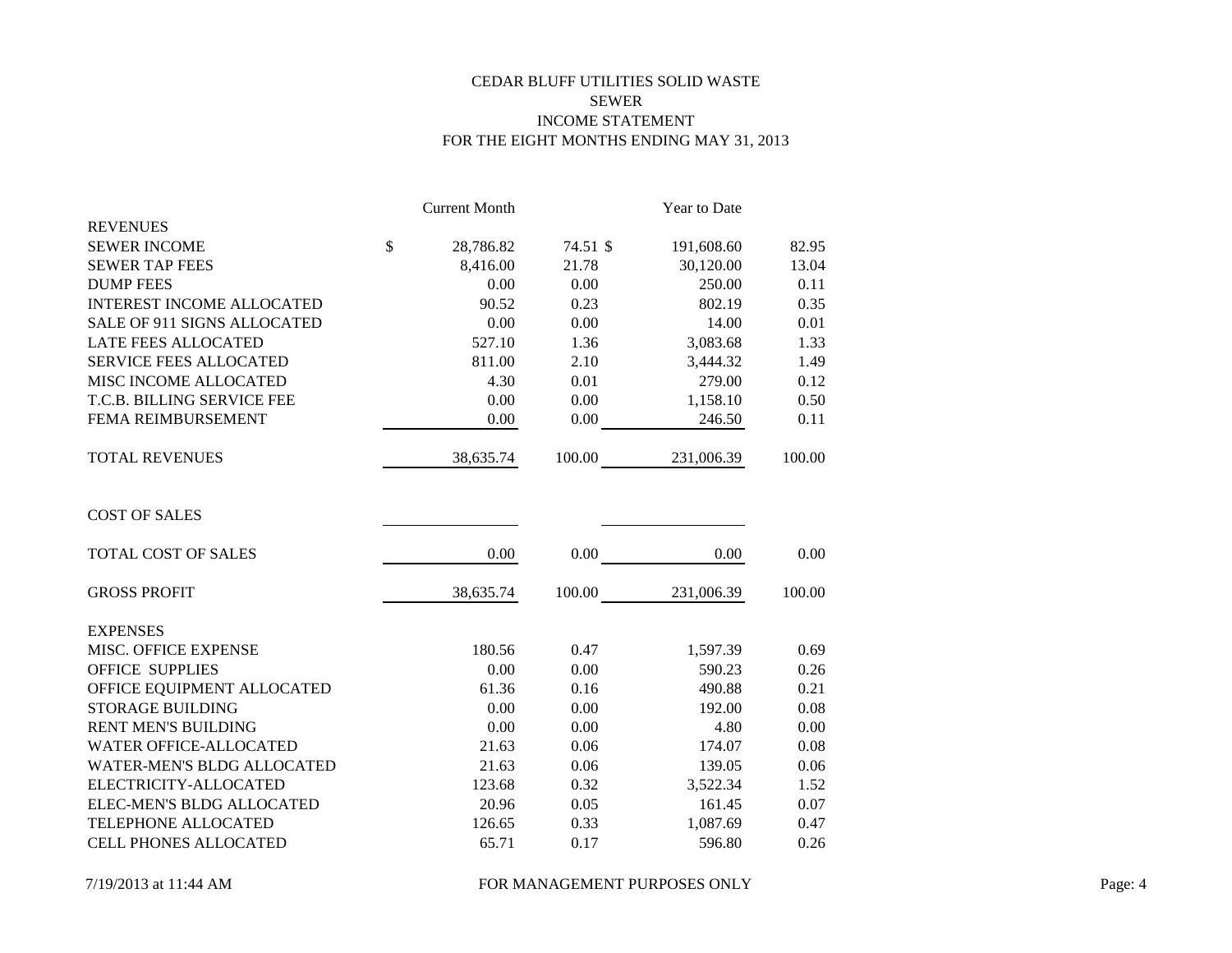CEDAR BLUFF UTILITIES SOLID WASTE
SEWER
INCOME STATEMENT
FOR THE EIGHT MONTHS ENDING MAY 31, 2013

| | Current Month | | Year to Date | |
|---|---|---|---|---|
| REVENUES | | | | |
| SEWER INCOME | $ 28,786.82 | 74.51 | $ 191,608.60 | 82.95 |
| SEWER TAP FEES | 8,416.00 | 21.78 | 30,120.00 | 13.04 |
| DUMP FEES | 0.00 | 0.00 | 250.00 | 0.11 |
| INTEREST INCOME ALLOCATED | 90.52 | 0.23 | 802.19 | 0.35 |
| SALE OF 911 SIGNS ALLOCATED | 0.00 | 0.00 | 14.00 | 0.01 |
| LATE FEES ALLOCATED | 527.10 | 1.36 | 3,083.68 | 1.33 |
| SERVICE FEES ALLOCATED | 811.00 | 2.10 | 3,444.32 | 1.49 |
| MISC INCOME ALLOCATED | 4.30 | 0.01 | 279.00 | 0.12 |
| T.C.B. BILLING SERVICE FEE | 0.00 | 0.00 | 1,158.10 | 0.50 |
| FEMA REIMBURSEMENT | 0.00 | 0.00 | 246.50 | 0.11 |
| TOTAL REVENUES | 38,635.74 | 100.00 | 231,006.39 | 100.00 |
| COST OF SALES | | | | |
| TOTAL COST OF SALES | 0.00 | 0.00 | 0.00 | 0.00 |
| GROSS PROFIT | 38,635.74 | 100.00 | 231,006.39 | 100.00 |
| EXPENSES | | | | |
| MISC. OFFICE EXPENSE | 180.56 | 0.47 | 1,597.39 | 0.69 |
| OFFICE SUPPLIES | 0.00 | 0.00 | 590.23 | 0.26 |
| OFFICE EQUIPMENT ALLOCATED | 61.36 | 0.16 | 490.88 | 0.21 |
| STORAGE BUILDING | 0.00 | 0.00 | 192.00 | 0.08 |
| RENT MEN'S BUILDING | 0.00 | 0.00 | 4.80 | 0.00 |
| WATER OFFICE-ALLOCATED | 21.63 | 0.06 | 174.07 | 0.08 |
| WATER-MEN'S BLDG ALLOCATED | 21.63 | 0.06 | 139.05 | 0.06 |
| ELECTRICITY-ALLOCATED | 123.68 | 0.32 | 3,522.34 | 1.52 |
| ELEC-MEN'S BLDG ALLOCATED | 20.96 | 0.05 | 161.45 | 0.07 |
| TELEPHONE ALLOCATED | 126.65 | 0.33 | 1,087.69 | 0.47 |
| CELL PHONES ALLOCATED | 65.71 | 0.17 | 596.80 | 0.26 |

7/19/2013 at 11:44 AM — FOR MANAGEMENT PURPOSES ONLY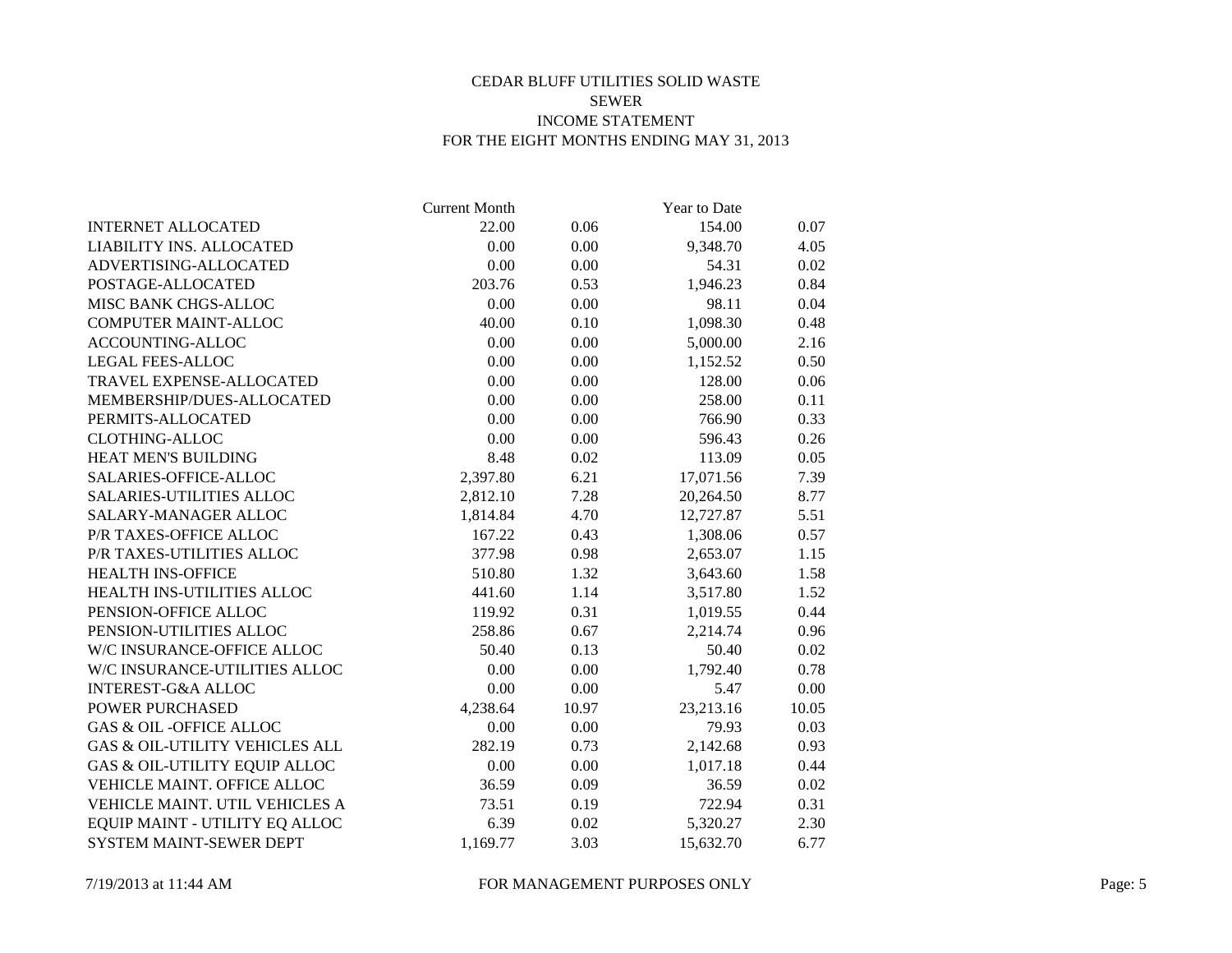# CEDAR BLUFF UTILITIES SOLID WASTE

## SEWER

## INCOME STATEMENT

## FOR THE EIGHT MONTHS ENDING MAY 31, 2013

| | Current Month | | Year to Date | |
|---|---|---|---|---|
| INTERNET ALLOCATED | 22.00 | 0.06 | 154.00 | 0.07 |
| LIABILITY INS. ALLOCATED | 0.00 | 0.00 | 9,348.70 | 4.05 |
| ADVERTISING-ALLOCATED | 0.00 | 0.00 | 54.31 | 0.02 |
| POSTAGE-ALLOCATED | 203.76 | 0.53 | 1,946.23 | 0.84 |
| MISC BANK CHGS-ALLOC | 0.00 | 0.00 | 98.11 | 0.04 |
| COMPUTER MAINT-ALLOC | 40.00 | 0.10 | 1,098.30 | 0.48 |
| ACCOUNTING-ALLOC | 0.00 | 0.00 | 5,000.00 | 2.16 |
| LEGAL FEES-ALLOC | 0.00 | 0.00 | 1,152.52 | 0.50 |
| TRAVEL EXPENSE-ALLOCATED | 0.00 | 0.00 | 128.00 | 0.06 |
| MEMBERSHIP/DUES-ALLOCATED | 0.00 | 0.00 | 258.00 | 0.11 |
| PERMITS-ALLOCATED | 0.00 | 0.00 | 766.90 | 0.33 |
| CLOTHING-ALLOC | 0.00 | 0.00 | 596.43 | 0.26 |
| HEAT MEN'S BUILDING | 8.48 | 0.02 | 113.09 | 0.05 |
| SALARIES-OFFICE-ALLOC | 2,397.80 | 6.21 | 17,071.56 | 7.39 |
| SALARIES-UTILITIES ALLOC | 2,812.10 | 7.28 | 20,264.50 | 8.77 |
| SALARY-MANAGER ALLOC | 1,814.84 | 4.70 | 12,727.87 | 5.51 |
| P/R TAXES-OFFICE ALLOC | 167.22 | 0.43 | 1,308.06 | 0.57 |
| P/R TAXES-UTILITIES ALLOC | 377.98 | 0.98 | 2,653.07 | 1.15 |
| HEALTH INS-OFFICE | 510.80 | 1.32 | 3,643.60 | 1.58 |
| HEALTH INS-UTILITIES ALLOC | 441.60 | 1.14 | 3,517.80 | 1.52 |
| PENSION-OFFICE ALLOC | 119.92 | 0.31 | 1,019.55 | 0.44 |
| PENSION-UTILITIES ALLOC | 258.86 | 0.67 | 2,214.74 | 0.96 |
| W/C INSURANCE-OFFICE ALLOC | 50.40 | 0.13 | 50.40 | 0.02 |
| W/C INSURANCE-UTILITIES ALLOC | 0.00 | 0.00 | 1,792.40 | 0.78 |
| INTEREST-G&A ALLOC | 0.00 | 0.00 | 5.47 | 0.00 |
| POWER PURCHASED | 4,238.64 | 10.97 | 23,213.16 | 10.05 |
| GAS & OIL -OFFICE ALLOC | 0.00 | 0.00 | 79.93 | 0.03 |
| GAS & OIL-UTILITY VEHICLES ALL | 282.19 | 0.73 | 2,142.68 | 0.93 |
| GAS & OIL-UTILITY EQUIP ALLOC | 0.00 | 0.00 | 1,017.18 | 0.44 |
| VEHICLE MAINT. OFFICE ALLOC | 36.59 | 0.09 | 36.59 | 0.02 |
| VEHICLE MAINT. UTIL VEHICLES A | 73.51 | 0.19 | 722.94 | 0.31 |
| EQUIP MAINT - UTILITY EQ ALLOC | 6.39 | 0.02 | 5,320.27 | 2.30 |
| SYSTEM MAINT-SEWER DEPT | 1,169.77 | 3.03 | 15,632.70 | 6.77 |

7/19/2013 at 11:44 AM FOR MANAGEMENT PURPOSES ONLY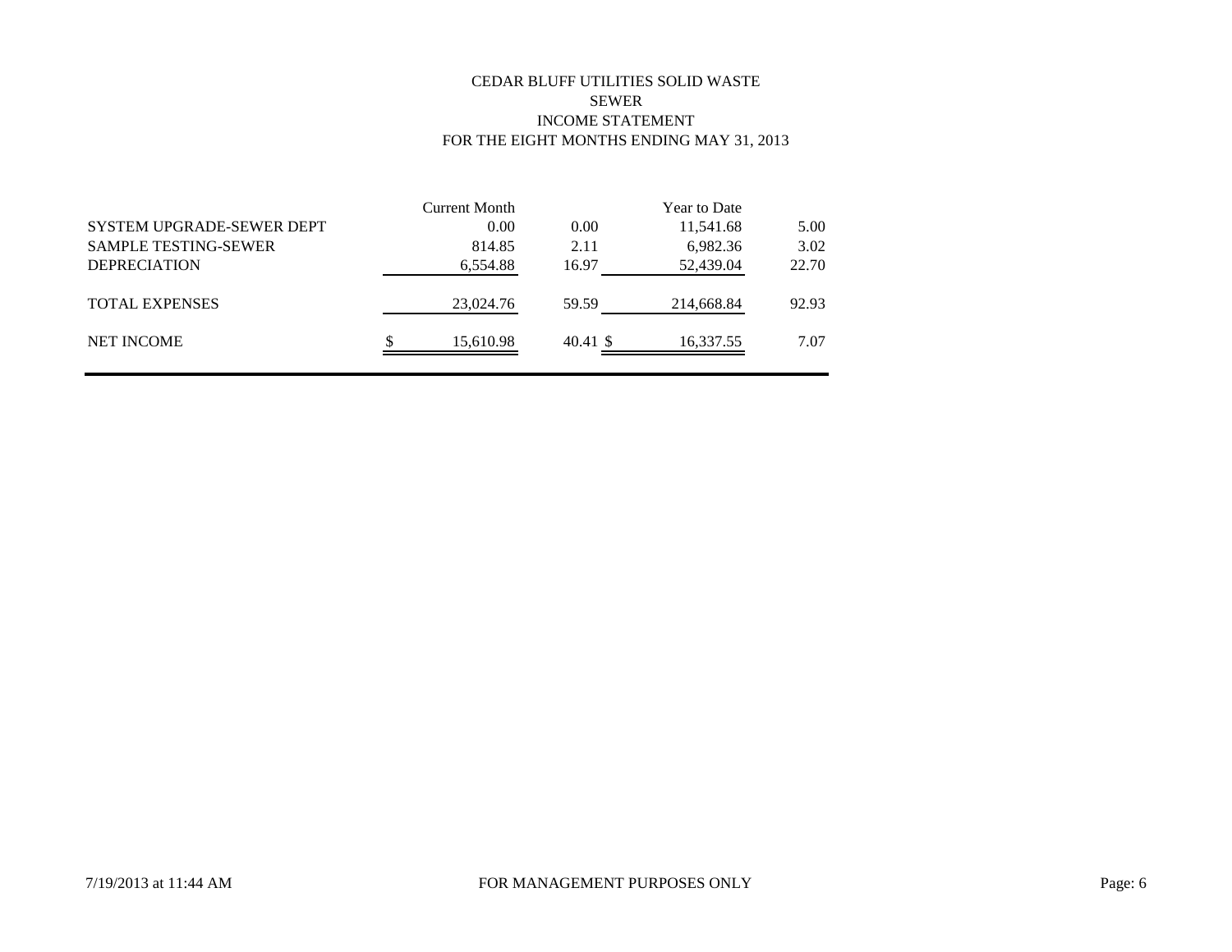CEDAR BLUFF UTILITIES SOLID WASTE
SEWER
INCOME STATEMENT
FOR THE EIGHT MONTHS ENDING MAY 31, 2013

| | Current Month | | Year to Date | |
|---|---|---|---|---|
| SYSTEM UPGRADE-SEWER DEPT | 0.00 | 0.00 | 11,541.68 | 5.00 |
| SAMPLE TESTING-SEWER | 814.85 | 2.11 | 6,982.36 | 3.02 |
| DEPRECIATION | 6,554.88 | 16.97 | 52,439.04 | 22.70 |
| TOTAL EXPENSES | 23,024.76 | 59.59 | 214,668.84 | 92.93 |
| NET INCOME | $ 15,610.98 | 40.41 | $ 16,337.55 | 7.07 |

7/19/2013 at 11:44 AM

FOR MANAGEMENT PURPOSES ONLY